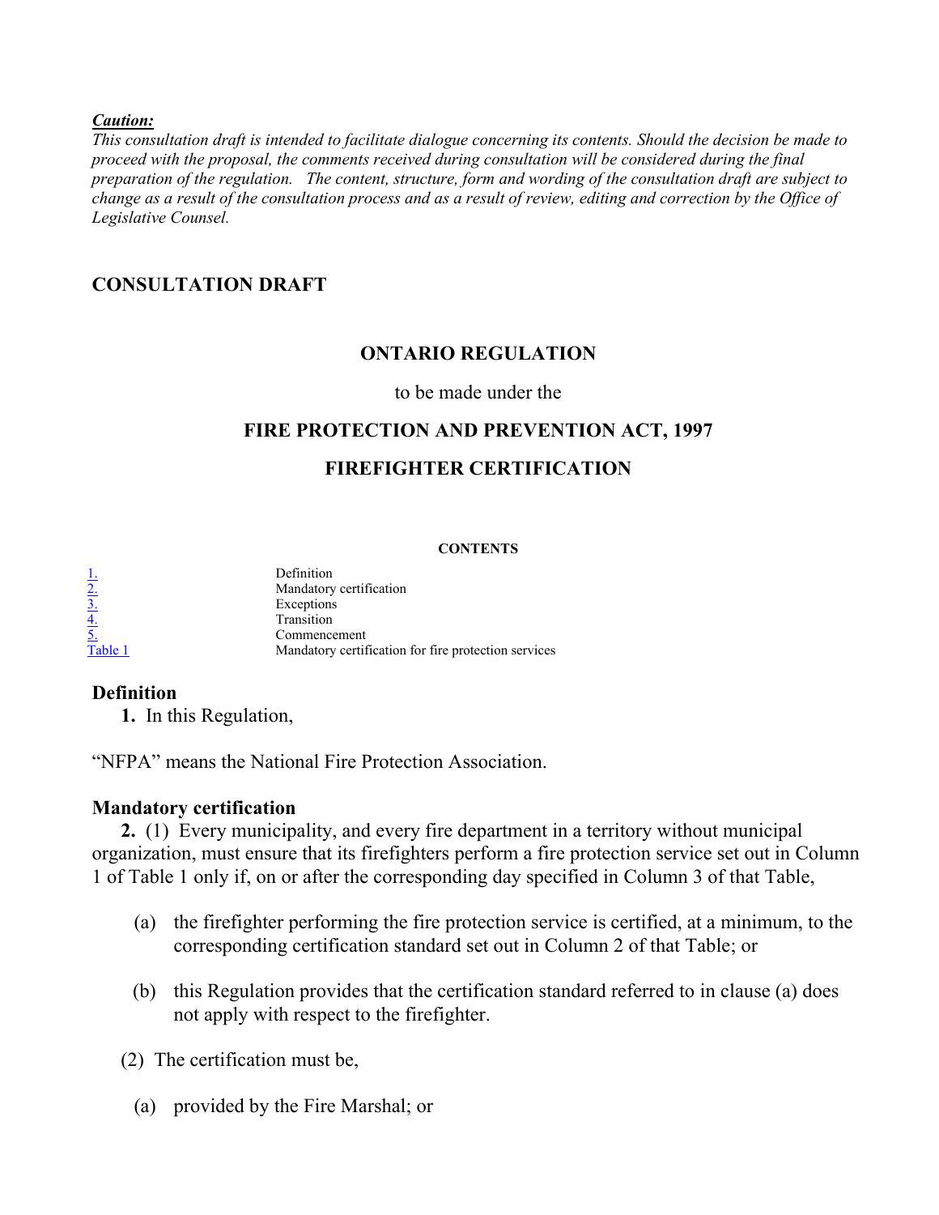***Caution:***
*This consultation draft is intended to facilitate dialogue concerning its contents. Should the decision be made to proceed with the proposal, the comments received during consultation will be considered during the final preparation of the regulation. The content, structure, form and wording of the consultation draft are subject to change as a result of the consultation process and as a result of review, editing and correction by the Office of Legislative Counsel.*

## CONSULTATION DRAFT

# ONTARIO REGULATION

to be made under the

## FIRE PROTECTION AND PREVENTION ACT, 1997

## FIREFIGHTER CERTIFICATION

**CONTENTS**

| | |
|---|---|
| 1. | Definition |
| 2. | Mandatory certification |
| 3. | Exceptions |
| 4. | Transition |
| 5. | Commencement |
| Table 1 | Mandatory certification for fire protection services |

### Definition

**1.** In this Regulation,

"NFPA" means the National Fire Protection Association.

### Mandatory certification

**2.** (1) Every municipality, and every fire department in a territory without municipal organization, must ensure that its firefighters perform a fire protection service set out in Column 1 of Table 1 only if, on or after the corresponding day specified in Column 3 of that Table,

(a) the firefighter performing the fire protection service is certified, at a minimum, to the corresponding certification standard set out in Column 2 of that Table; or

(b) this Regulation provides that the certification standard referred to in clause (a) does not apply with respect to the firefighter.

(2) The certification must be,

(a) provided by the Fire Marshal; or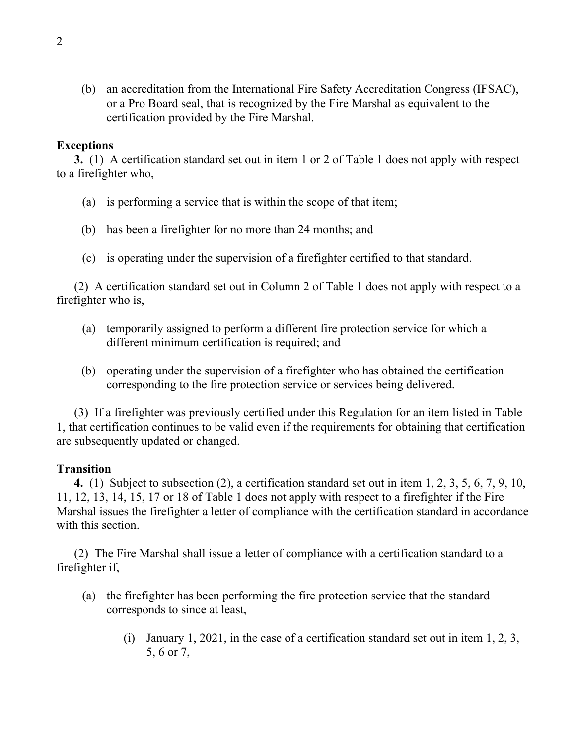(b) an accreditation from the International Fire Safety Accreditation Congress (IFSAC), or a Pro Board seal, that is recognized by the Fire Marshal as equivalent to the certification provided by the Fire Marshal.

**Exceptions**

**3.** (1) A certification standard set out in item 1 or 2 of Table 1 does not apply with respect to a firefighter who,

(a) is performing a service that is within the scope of that item;

(b) has been a firefighter for no more than 24 months; and

(c) is operating under the supervision of a firefighter certified to that standard.

(2) A certification standard set out in Column 2 of Table 1 does not apply with respect to a firefighter who is,

(a) temporarily assigned to perform a different fire protection service for which a different minimum certification is required; and

(b) operating under the supervision of a firefighter who has obtained the certification corresponding to the fire protection service or services being delivered.

(3) If a firefighter was previously certified under this Regulation for an item listed in Table 1, that certification continues to be valid even if the requirements for obtaining that certification are subsequently updated or changed.

**Transition**

**4.** (1) Subject to subsection (2), a certification standard set out in item 1, 2, 3, 5, 6, 7, 9, 10, 11, 12, 13, 14, 15, 17 or 18 of Table 1 does not apply with respect to a firefighter if the Fire Marshal issues the firefighter a letter of compliance with the certification standard in accordance with this section.

(2) The Fire Marshal shall issue a letter of compliance with a certification standard to a firefighter if,

(a) the firefighter has been performing the fire protection service that the standard corresponds to since at least,

(i) January 1, 2021, in the case of a certification standard set out in item 1, 2, 3, 5, 6 or 7,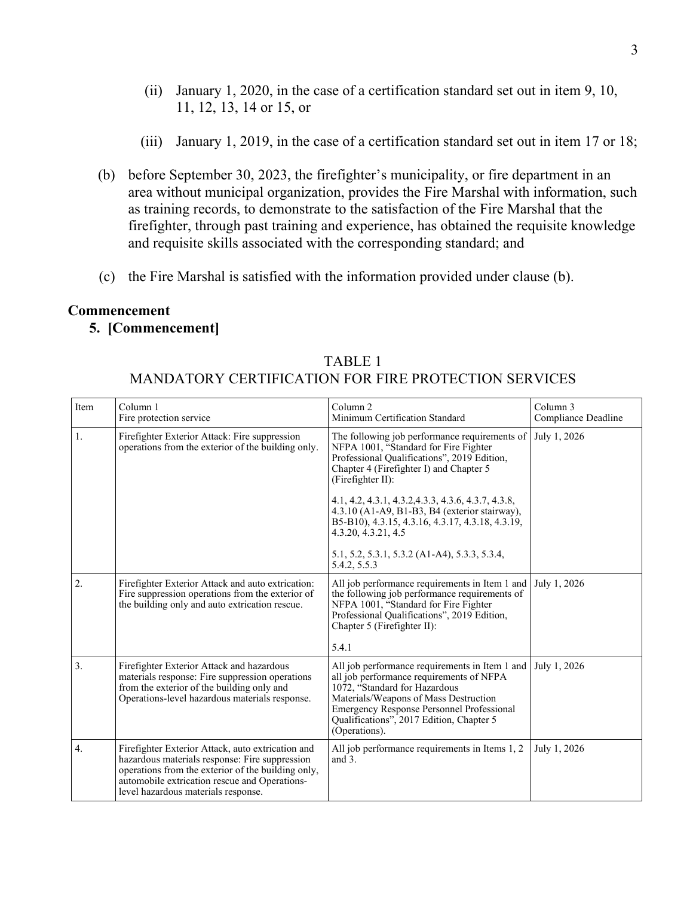(ii) January 1, 2020, in the case of a certification standard set out in item 9, 10, 11, 12, 13, 14 or 15, or

(iii) January 1, 2019, in the case of a certification standard set out in item 17 or 18;

(b) before September 30, 2023, the firefighter's municipality, or fire department in an area without municipal organization, provides the Fire Marshal with information, such as training records, to demonstrate to the satisfaction of the Fire Marshal that the firefighter, through past training and experience, has obtained the requisite knowledge and requisite skills associated with the corresponding standard; and

(c) the Fire Marshal is satisfied with the information provided under clause (b).

**Commencement**

**5. [Commencement]**

TABLE 1
MANDATORY CERTIFICATION FOR FIRE PROTECTION SERVICES

| Item | Column 1<br>Fire protection service | Column 2<br>Minimum Certification Standard | Column 3<br>Compliance Deadline |
|---|---|---|---|
| 1. | Firefighter Exterior Attack: Fire suppression operations from the exterior of the building only. | The following job performance requirements of NFPA 1001, "Standard for Fire Fighter Professional Qualifications", 2019 Edition, Chapter 4 (Firefighter I) and Chapter 5 (Firefighter II):<br><br>4.1, 4.2, 4.3.1, 4.3.2,4.3.3, 4.3.6, 4.3.7, 4.3.8, 4.3.10 (A1-A9, B1-B3, B4 (exterior stairway), B5-B10), 4.3.15, 4.3.16, 4.3.17, 4.3.18, 4.3.19, 4.3.20, 4.3.21, 4.5<br><br>5.1, 5.2, 5.3.1, 5.3.2 (A1-A4), 5.3.3, 5.3.4, 5.4.2, 5.5.3 | July 1, 2026 |
| 2. | Firefighter Exterior Attack and auto extrication: Fire suppression operations from the exterior of the building only and auto extrication rescue. | All job performance requirements in Item 1 and the following job performance requirements of NFPA 1001, "Standard for Fire Fighter Professional Qualifications", 2019 Edition, Chapter 5 (Firefighter II):<br><br>5.4.1 | July 1, 2026 |
| 3. | Firefighter Exterior Attack and hazardous materials response: Fire suppression operations from the exterior of the building only and Operations-level hazardous materials response. | All job performance requirements in Item 1 and all job performance requirements of NFPA 1072, "Standard for Hazardous Materials/Weapons of Mass Destruction Emergency Response Personnel Professional Qualifications", 2017 Edition, Chapter 5 (Operations). | July 1, 2026 |
| 4. | Firefighter Exterior Attack, auto extrication and hazardous materials response: Fire suppression operations from the exterior of the building only, automobile extrication rescue and Operations-level hazardous materials response. | All job performance requirements in Items 1, 2 and 3. | July 1, 2026 |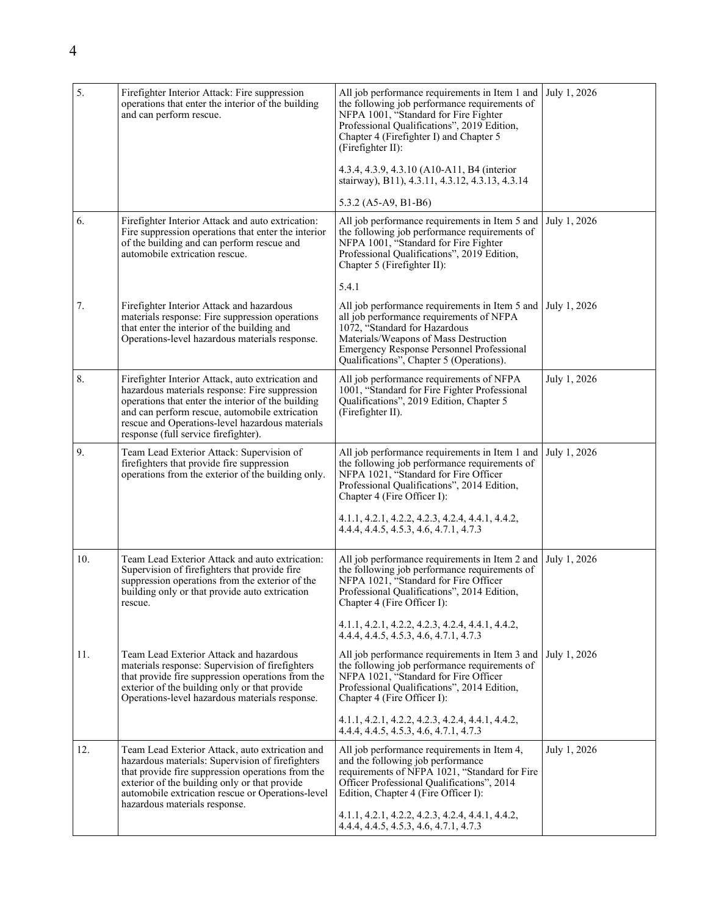| | | | |
|---|---|---|---|
| 5. | Firefighter Interior Attack: Fire suppression operations that enter the interior of the building and can perform rescue. | All job performance requirements in Item 1 and the following job performance requirements of NFPA 1001, "Standard for Fire Fighter Professional Qualifications", 2019 Edition, Chapter 4 (Firefighter I) and Chapter 5 (Firefighter II):<br><br>4.3.4, 4.3.9, 4.3.10 (A10-A11, B4 (interior stairway), B11), 4.3.11, 4.3.12, 4.3.13, 4.3.14<br><br>5.3.2 (A5-A9, B1-B6) | July 1, 2026 |
| 6. | Firefighter Interior Attack and auto extrication: Fire suppression operations that enter the interior of the building and can perform rescue and automobile extrication rescue. | All job performance requirements in Item 5 and the following job performance requirements of NFPA 1001, "Standard for Fire Fighter Professional Qualifications", 2019 Edition, Chapter 5 (Firefighter II):<br><br>5.4.1 | July 1, 2026 |
| 7. | Firefighter Interior Attack and hazardous materials response: Fire suppression operations that enter the interior of the building and Operations-level hazardous materials response. | All job performance requirements in Item 5 and all job performance requirements of NFPA 1072, "Standard for Hazardous Materials/Weapons of Mass Destruction Emergency Response Personnel Professional Qualifications", Chapter 5 (Operations). | July 1, 2026 |
| 8. | Firefighter Interior Attack, auto extrication and hazardous materials response: Fire suppression operations that enter the interior of the building and can perform rescue, automobile extrication rescue and Operations-level hazardous materials response (full service firefighter). | All job performance requirements of NFPA 1001, "Standard for Fire Fighter Professional Qualifications", 2019 Edition, Chapter 5 (Firefighter II). | July 1, 2026 |
| 9. | Team Lead Exterior Attack: Supervision of firefighters that provide fire suppression operations from the exterior of the building only. | All job performance requirements in Item 1 and the following job performance requirements of NFPA 1021, "Standard for Fire Officer Professional Qualifications", 2014 Edition, Chapter 4 (Fire Officer I):<br><br>4.1.1, 4.2.1, 4.2.2, 4.2.3, 4.2.4, 4.4.1, 4.4.2, 4.4.4, 4.4.5, 4.5.3, 4.6, 4.7.1, 4.7.3 | July 1, 2026 |
| 10. | Team Lead Exterior Attack and auto extrication: Supervision of firefighters that provide fire suppression operations from the exterior of the building only or that provide auto extrication rescue. | All job performance requirements in Item 2 and the following job performance requirements of NFPA 1021, "Standard for Fire Officer Professional Qualifications", 2014 Edition, Chapter 4 (Fire Officer I):<br><br>4.1.1, 4.2.1, 4.2.2, 4.2.3, 4.2.4, 4.4.1, 4.4.2, 4.4.4, 4.4.5, 4.5.3, 4.6, 4.7.1, 4.7.3 | July 1, 2026 |
| 11. | Team Lead Exterior Attack and hazardous materials response: Supervision of firefighters that provide fire suppression operations from the exterior of the building only or that provide Operations-level hazardous materials response. | All job performance requirements in Item 3 and the following job performance requirements of NFPA 1021, "Standard for Fire Officer Professional Qualifications", 2014 Edition, Chapter 4 (Fire Officer I):<br><br>4.1.1, 4.2.1, 4.2.2, 4.2.3, 4.2.4, 4.4.1, 4.4.2, 4.4.4, 4.4.5, 4.5.3, 4.6, 4.7.1, 4.7.3 | July 1, 2026 |
| 12. | Team Lead Exterior Attack, auto extrication and hazardous materials: Supervision of firefighters that provide fire suppression operations from the exterior of the building only or that provide automobile extrication rescue or Operations-level hazardous materials response. | All job performance requirements in Item 4, and the following job performance requirements of NFPA 1021, "Standard for Fire Officer Professional Qualifications", 2014 Edition, Chapter 4 (Fire Officer I):<br><br>4.1.1, 4.2.1, 4.2.2, 4.2.3, 4.2.4, 4.4.1, 4.4.2, 4.4.4, 4.4.5, 4.5.3, 4.6, 4.7.1, 4.7.3 | July 1, 2026 |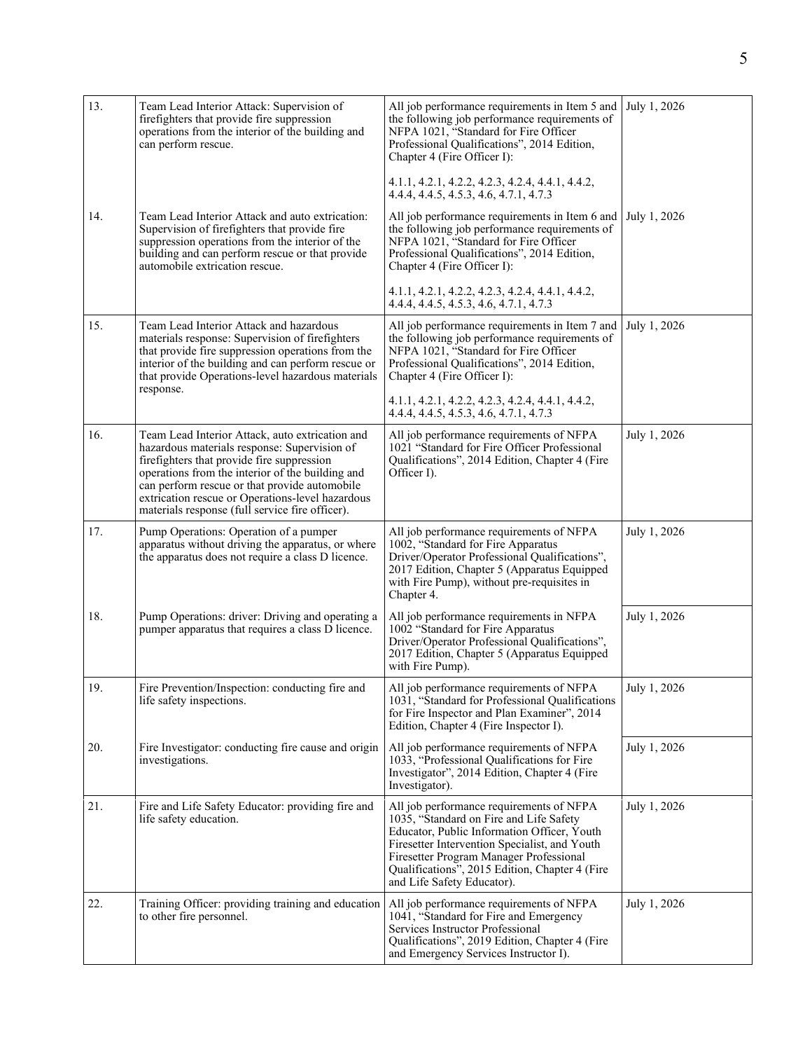| | | | |
|---|---|---|---|
| 13. | Team Lead Interior Attack: Supervision of firefighters that provide fire suppression operations from the interior of the building and can perform rescue. | All job performance requirements in Item 5 and the following job performance requirements of NFPA 1021, "Standard for Fire Officer Professional Qualifications", 2014 Edition, Chapter 4 (Fire Officer I):<br><br>4.1.1, 4.2.1, 4.2.2, 4.2.3, 4.2.4, 4.4.1, 4.4.2, 4.4.4, 4.4.5, 4.5.3, 4.6, 4.7.1, 4.7.3 | July 1, 2026 |
| 14. | Team Lead Interior Attack and auto extrication: Supervision of firefighters that provide fire suppression operations from the interior of the building and can perform rescue or that provide automobile extrication rescue. | All job performance requirements in Item 6 and the following job performance requirements of NFPA 1021, "Standard for Fire Officer Professional Qualifications", 2014 Edition, Chapter 4 (Fire Officer I):<br><br>4.1.1, 4.2.1, 4.2.2, 4.2.3, 4.2.4, 4.4.1, 4.4.2, 4.4.4, 4.4.5, 4.5.3, 4.6, 4.7.1, 4.7.3 | July 1, 2026 |
| 15. | Team Lead Interior Attack and hazardous materials response: Supervision of firefighters that provide fire suppression operations from the interior of the building and can perform rescue or that provide Operations-level hazardous materials response. | All job performance requirements in Item 7 and the following job performance requirements of NFPA 1021, "Standard for Fire Officer Professional Qualifications", 2014 Edition, Chapter 4 (Fire Officer I):<br><br>4.1.1, 4.2.1, 4.2.2, 4.2.3, 4.2.4, 4.4.1, 4.4.2, 4.4.4, 4.4.5, 4.5.3, 4.6, 4.7.1, 4.7.3 | July 1, 2026 |
| 16. | Team Lead Interior Attack, auto extrication and hazardous materials response: Supervision of firefighters that provide fire suppression operations from the interior of the building and can perform rescue or that provide automobile extrication rescue or Operations-level hazardous materials response (full service fire officer). | All job performance requirements of NFPA 1021 "Standard for Fire Officer Professional Qualifications", 2014 Edition, Chapter 4 (Fire Officer I). | July 1, 2026 |
| 17. | Pump Operations: Operation of a pumper apparatus without driving the apparatus, or where the apparatus does not require a class D licence. | All job performance requirements of NFPA 1002, "Standard for Fire Apparatus Driver/Operator Professional Qualifications", 2017 Edition, Chapter 5 (Apparatus Equipped with Fire Pump), without pre-requisites in Chapter 4. | July 1, 2026 |
| 18. | Pump Operations: driver: Driving and operating a pumper apparatus that requires a class D licence. | All job performance requirements in NFPA 1002 "Standard for Fire Apparatus Driver/Operator Professional Qualifications", 2017 Edition, Chapter 5 (Apparatus Equipped with Fire Pump). | July 1, 2026 |
| 19. | Fire Prevention/Inspection: conducting fire and life safety inspections. | All job performance requirements of NFPA 1031, "Standard for Professional Qualifications for Fire Inspector and Plan Examiner", 2014 Edition, Chapter 4 (Fire Inspector I). | July 1, 2026 |
| 20. | Fire Investigator: conducting fire cause and origin investigations. | All job performance requirements of NFPA 1033, "Professional Qualifications for Fire Investigator", 2014 Edition, Chapter 4 (Fire Investigator). | July 1, 2026 |
| 21. | Fire and Life Safety Educator: providing fire and life safety education. | All job performance requirements of NFPA 1035, "Standard on Fire and Life Safety Educator, Public Information Officer, Youth Firesetter Intervention Specialist, and Youth Firesetter Program Manager Professional Qualifications", 2015 Edition, Chapter 4 (Fire and Life Safety Educator). | July 1, 2026 |
| 22. | Training Officer: providing training and education to other fire personnel. | All job performance requirements of NFPA 1041, "Standard for Fire and Emergency Services Instructor Professional Qualifications", 2019 Edition, Chapter 4 (Fire and Emergency Services Instructor I). | July 1, 2026 |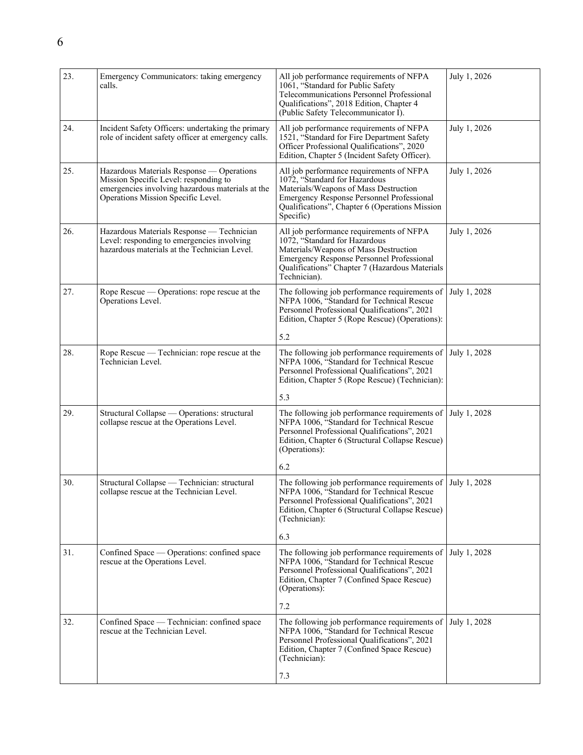| 23. | Emergency Communicators: taking emergency calls. | All job performance requirements of NFPA 1061, "Standard for Public Safety Telecommunications Personnel Professional Qualifications", 2018 Edition, Chapter 4 (Public Safety Telecommunicator I). | July 1, 2026 |
|---|---|---|---|
| 24. | Incident Safety Officers: undertaking the primary role of incident safety officer at emergency calls. | All job performance requirements of NFPA 1521, "Standard for Fire Department Safety Officer Professional Qualifications", 2020 Edition, Chapter 5 (Incident Safety Officer). | July 1, 2026 |
| 25. | Hazardous Materials Response — Operations Mission Specific Level: responding to emergencies involving hazardous materials at the Operations Mission Specific Level. | All job performance requirements of NFPA 1072, "Standard for Hazardous Materials/Weapons of Mass Destruction Emergency Response Personnel Professional Qualifications", Chapter 6 (Operations Mission Specific) | July 1, 2026 |
| 26. | Hazardous Materials Response — Technician Level: responding to emergencies involving hazardous materials at the Technician Level. | All job performance requirements of NFPA 1072, "Standard for Hazardous Materials/Weapons of Mass Destruction Emergency Response Personnel Professional Qualifications" Chapter 7 (Hazardous Materials Technician). | July 1, 2026 |
| 27. | Rope Rescue — Operations: rope rescue at the Operations Level. | The following job performance requirements of NFPA 1006, "Standard for Technical Rescue Personnel Professional Qualifications", 2021 Edition, Chapter 5 (Rope Rescue) (Operations):<br><br>5.2 | July 1, 2028 |
| 28. | Rope Rescue — Technician: rope rescue at the Technician Level. | The following job performance requirements of NFPA 1006, "Standard for Technical Rescue Personnel Professional Qualifications", 2021 Edition, Chapter 5 (Rope Rescue) (Technician):<br><br>5.3 | July 1, 2028 |
| 29. | Structural Collapse — Operations: structural collapse rescue at the Operations Level. | The following job performance requirements of NFPA 1006, "Standard for Technical Rescue Personnel Professional Qualifications", 2021 Edition, Chapter 6 (Structural Collapse Rescue) (Operations):<br><br>6.2 | July 1, 2028 |
| 30. | Structural Collapse — Technician: structural collapse rescue at the Technician Level. | The following job performance requirements of NFPA 1006, "Standard for Technical Rescue Personnel Professional Qualifications", 2021 Edition, Chapter 6 (Structural Collapse Rescue) (Technician):<br><br>6.3 | July 1, 2028 |
| 31. | Confined Space — Operations: confined space rescue at the Operations Level. | The following job performance requirements of NFPA 1006, "Standard for Technical Rescue Personnel Professional Qualifications", 2021 Edition, Chapter 7 (Confined Space Rescue) (Operations):<br><br>7.2 | July 1, 2028 |
| 32. | Confined Space — Technician: confined space rescue at the Technician Level. | The following job performance requirements of NFPA 1006, "Standard for Technical Rescue Personnel Professional Qualifications", 2021 Edition, Chapter 7 (Confined Space Rescue) (Technician):<br><br>7.3 | July 1, 2028 |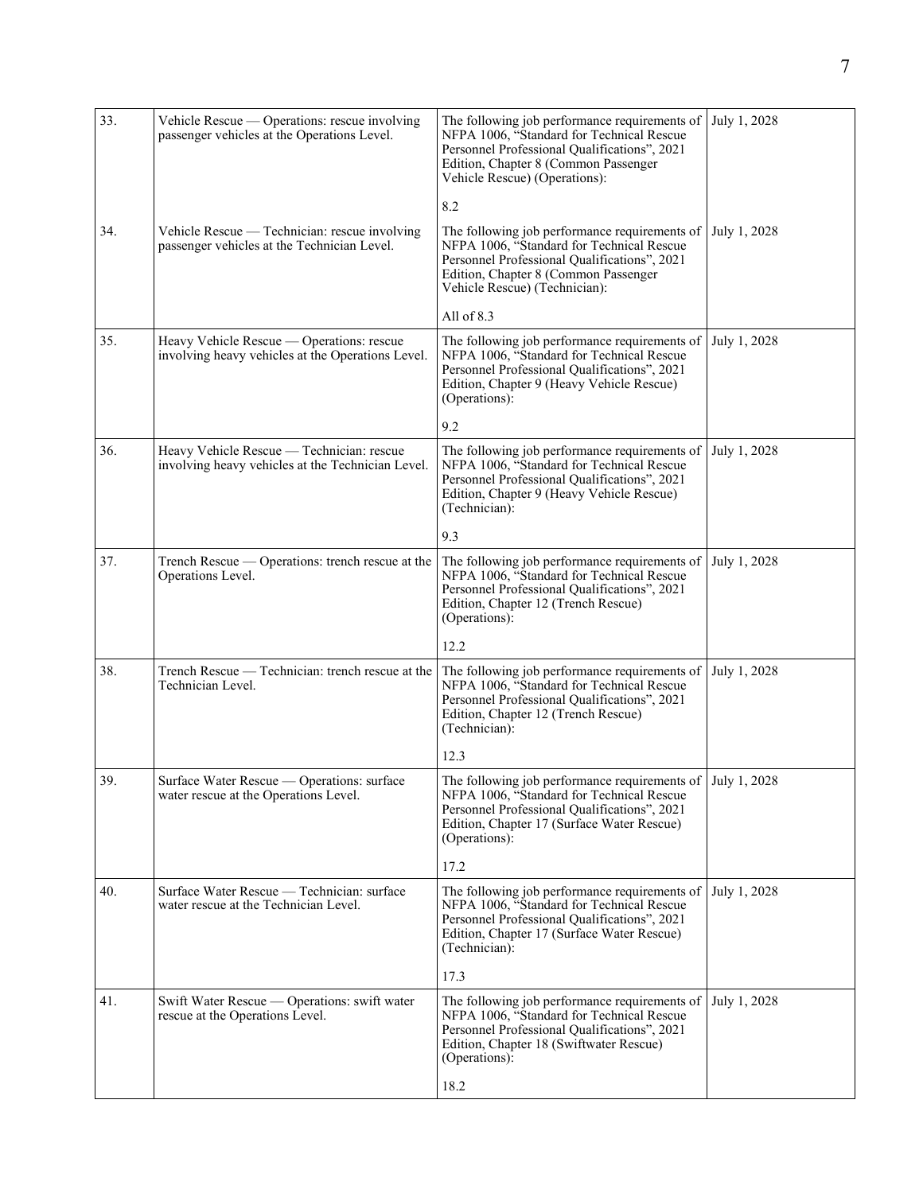| | | | |
|---|---|---|---|
| 33. | Vehicle Rescue — Operations: rescue involving passenger vehicles at the Operations Level. | The following job performance requirements of NFPA 1006, "Standard for Technical Rescue Personnel Professional Qualifications", 2021 Edition, Chapter 8 (Common Passenger Vehicle Rescue) (Operations):<br><br>8.2 | July 1, 2028 |
| 34. | Vehicle Rescue — Technician: rescue involving passenger vehicles at the Technician Level. | The following job performance requirements of NFPA 1006, "Standard for Technical Rescue Personnel Professional Qualifications", 2021 Edition, Chapter 8 (Common Passenger Vehicle Rescue) (Technician):<br><br>All of 8.3 | July 1, 2028 |
| 35. | Heavy Vehicle Rescue — Operations: rescue involving heavy vehicles at the Operations Level. | The following job performance requirements of NFPA 1006, "Standard for Technical Rescue Personnel Professional Qualifications", 2021 Edition, Chapter 9 (Heavy Vehicle Rescue) (Operations):<br><br>9.2 | July 1, 2028 |
| 36. | Heavy Vehicle Rescue — Technician: rescue involving heavy vehicles at the Technician Level. | The following job performance requirements of NFPA 1006, "Standard for Technical Rescue Personnel Professional Qualifications", 2021 Edition, Chapter 9 (Heavy Vehicle Rescue) (Technician):<br><br>9.3 | July 1, 2028 |
| 37. | Trench Rescue — Operations: trench rescue at the Operations Level. | The following job performance requirements of NFPA 1006, "Standard for Technical Rescue Personnel Professional Qualifications", 2021 Edition, Chapter 12 (Trench Rescue) (Operations):<br><br>12.2 | July 1, 2028 |
| 38. | Trench Rescue — Technician: trench rescue at the Technician Level. | The following job performance requirements of NFPA 1006, "Standard for Technical Rescue Personnel Professional Qualifications", 2021 Edition, Chapter 12 (Trench Rescue) (Technician):<br><br>12.3 | July 1, 2028 |
| 39. | Surface Water Rescue — Operations: surface water rescue at the Operations Level. | The following job performance requirements of NFPA 1006, "Standard for Technical Rescue Personnel Professional Qualifications", 2021 Edition, Chapter 17 (Surface Water Rescue) (Operations):<br><br>17.2 | July 1, 2028 |
| 40. | Surface Water Rescue — Technician: surface water rescue at the Technician Level. | The following job performance requirements of NFPA 1006, "Standard for Technical Rescue Personnel Professional Qualifications", 2021 Edition, Chapter 17 (Surface Water Rescue) (Technician):<br><br>17.3 | July 1, 2028 |
| 41. | Swift Water Rescue — Operations: swift water rescue at the Operations Level. | The following job performance requirements of NFPA 1006, "Standard for Technical Rescue Personnel Professional Qualifications", 2021 Edition, Chapter 18 (Swiftwater Rescue) (Operations):<br><br>18.2 | July 1, 2028 |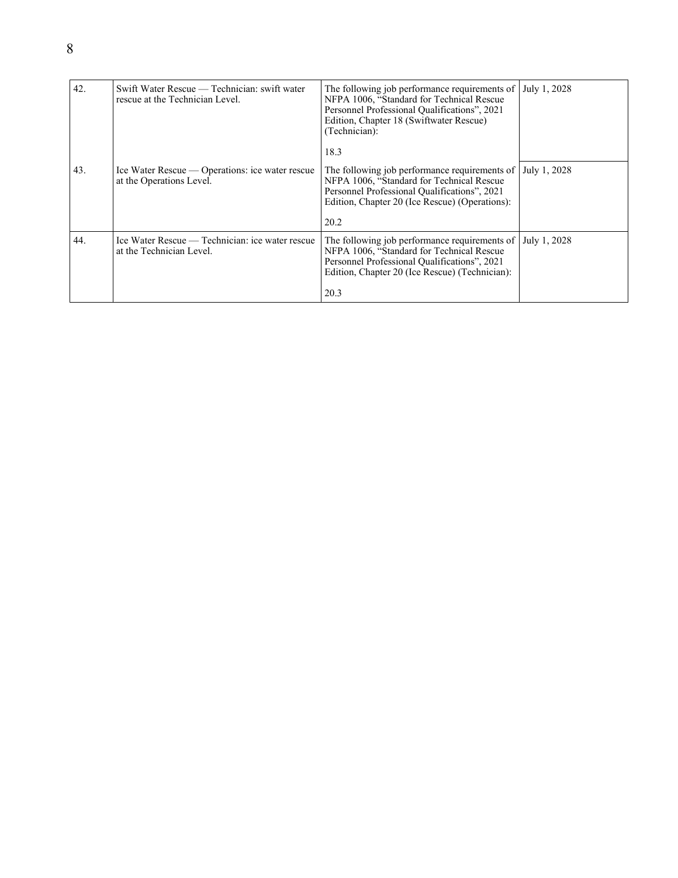| | | | |
|---|---|---|---|
| 42. | Swift Water Rescue — Technician: swift water rescue at the Technician Level. | The following job performance requirements of NFPA 1006, "Standard for Technical Rescue Personnel Professional Qualifications", 2021 Edition, Chapter 18 (Swiftwater Rescue) (Technician):<br><br>18.3 | July 1, 2028 |
| 43. | Ice Water Rescue — Operations: ice water rescue at the Operations Level. | The following job performance requirements of NFPA 1006, "Standard for Technical Rescue Personnel Professional Qualifications", 2021 Edition, Chapter 20 (Ice Rescue) (Operations):<br><br>20.2 | July 1, 2028 |
| 44. | Ice Water Rescue — Technician: ice water rescue at the Technician Level. | The following job performance requirements of NFPA 1006, "Standard for Technical Rescue Personnel Professional Qualifications", 2021 Edition, Chapter 20 (Ice Rescue) (Technician):<br><br>20.3 | July 1, 2028 |